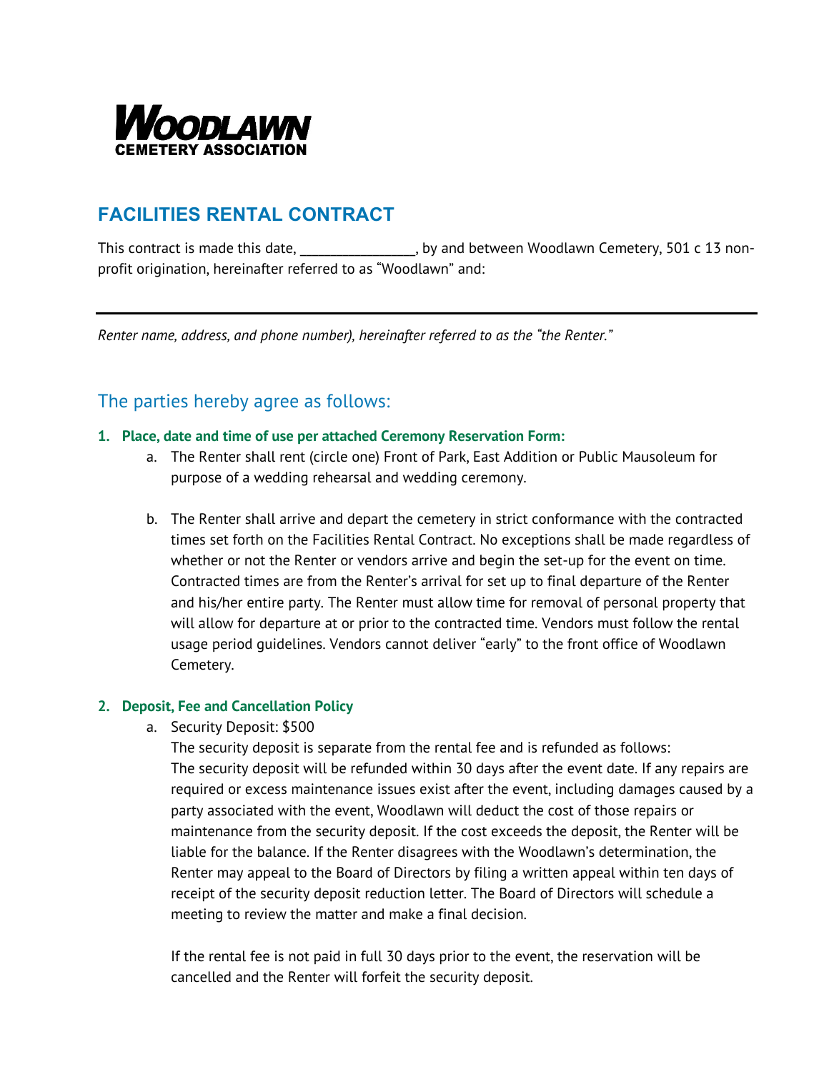**WOODLAWN**
**CEMETERY ASSOCIATION**

# FACILITIES RENTAL CONTRACT

This contract is made this date, ________________, by and between Woodlawn Cemetery, 501 c 13 non-profit origination, hereinafter referred to as "Woodlawn" and:

---

*Renter name, address, and phone number), hereinafter referred to as the "the Renter."*

## The parties hereby agree as follows:

1. **Place, date and time of use per attached Ceremony Reservation Form:**
   a. The Renter shall rent (circle one) Front of Park, East Addition or Public Mausoleum for purpose of a wedding rehearsal and wedding ceremony.

   b. The Renter shall arrive and depart the cemetery in strict conformance with the contracted times set forth on the Facilities Rental Contract. No exceptions shall be made regardless of whether or not the Renter or vendors arrive and begin the set-up for the event on time. Contracted times are from the Renter's arrival for set up to final departure of the Renter and his/her entire party. The Renter must allow time for removal of personal property that will allow for departure at or prior to the contracted time. Vendors must follow the rental usage period guidelines. Vendors cannot deliver "early" to the front office of Woodlawn Cemetery.

2. **Deposit, Fee and Cancellation Policy**
   a. Security Deposit: $500
      The security deposit is separate from the rental fee and is refunded as follows:
      The security deposit will be refunded within 30 days after the event date. If any repairs are required or excess maintenance issues exist after the event, including damages caused by a party associated with the event, Woodlawn will deduct the cost of those repairs or maintenance from the security deposit. If the cost exceeds the deposit, the Renter will be liable for the balance. If the Renter disagrees with the Woodlawn's determination, the Renter may appeal to the Board of Directors by filing a written appeal within ten days of receipt of the security deposit reduction letter. The Board of Directors will schedule a meeting to review the matter and make a final decision.

      If the rental fee is not paid in full 30 days prior to the event, the reservation will be cancelled and the Renter will forfeit the security deposit.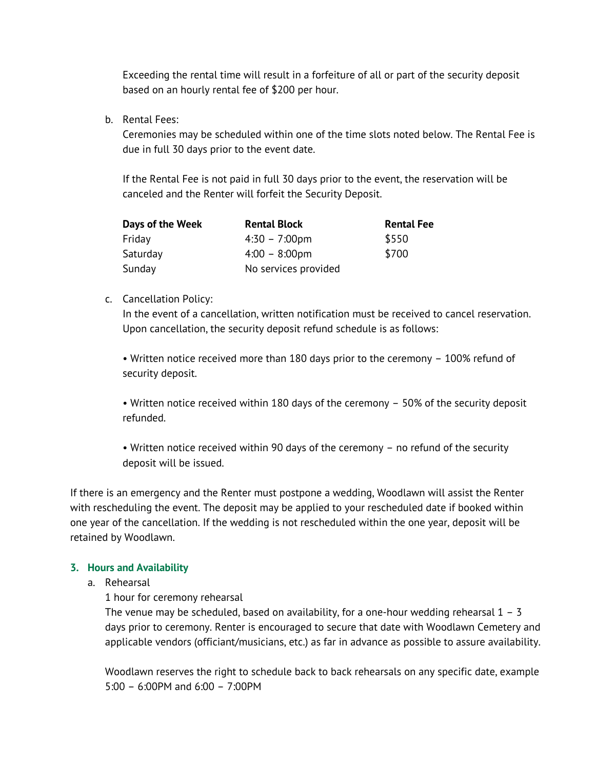Exceeding the rental time will result in a forfeiture of all or part of the security deposit based on an hourly rental fee of $200 per hour.

b. Rental Fees:

Ceremonies may be scheduled within one of the time slots noted below. The Rental Fee is due in full 30 days prior to the event date.

If the Rental Fee is not paid in full 30 days prior to the event, the reservation will be canceled and the Renter will forfeit the Security Deposit.

| Days of the Week | Rental Block | Rental Fee |
|---|---|---|
| Friday | 4:30 – 7:00pm | $550 |
| Saturday | 4:00 – 8:00pm | $700 |
| Sunday | No services provided | |

c. Cancellation Policy:

In the event of a cancellation, written notification must be received to cancel reservation. Upon cancellation, the security deposit refund schedule is as follows:

• Written notice received more than 180 days prior to the ceremony – 100% refund of security deposit.

• Written notice received within 180 days of the ceremony – 50% of the security deposit refunded.

• Written notice received within 90 days of the ceremony – no refund of the security deposit will be issued.

If there is an emergency and the Renter must postpone a wedding, Woodlawn will assist the Renter with rescheduling the event. The deposit may be applied to your rescheduled date if booked within one year of the cancellation. If the wedding is not rescheduled within the one year, deposit will be retained by Woodlawn.

### 3. Hours and Availability

a. Rehearsal

1 hour for ceremony rehearsal

The venue may be scheduled, based on availability, for a one-hour wedding rehearsal 1 – 3 days prior to ceremony. Renter is encouraged to secure that date with Woodlawn Cemetery and applicable vendors (officiant/musicians, etc.) as far in advance as possible to assure availability.

Woodlawn reserves the right to schedule back to back rehearsals on any specific date, example 5:00 – 6:00PM and 6:00 – 7:00PM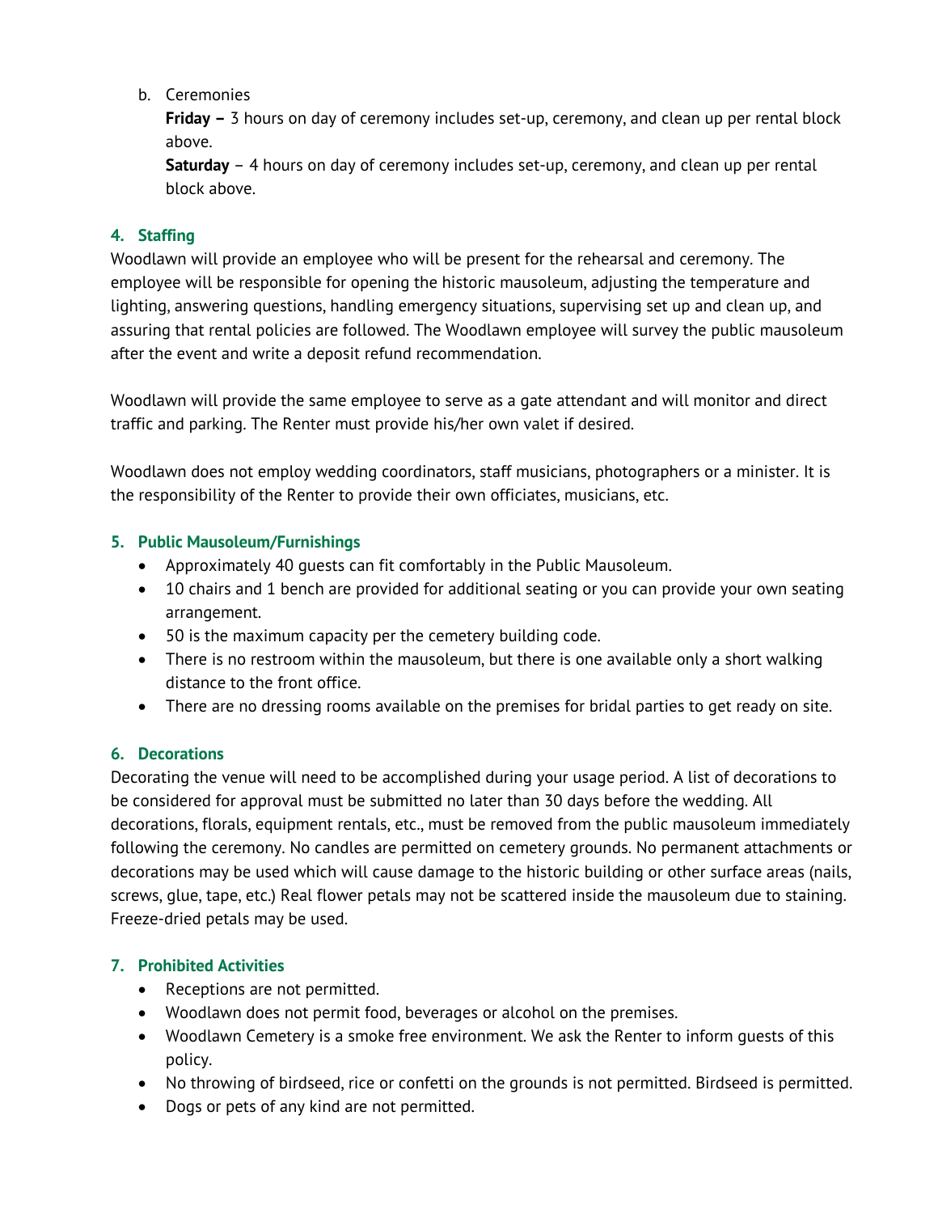b. Ceremonies

   **Friday –** 3 hours on day of ceremony includes set-up, ceremony, and clean up per rental block above.

   **Saturday** – 4 hours on day of ceremony includes set-up, ceremony, and clean up per rental block above.

### 4. Staffing

Woodlawn will provide an employee who will be present for the rehearsal and ceremony. The employee will be responsible for opening the historic mausoleum, adjusting the temperature and lighting, answering questions, handling emergency situations, supervising set up and clean up, and assuring that rental policies are followed. The Woodlawn employee will survey the public mausoleum after the event and write a deposit refund recommendation.

Woodlawn will provide the same employee to serve as a gate attendant and will monitor and direct traffic and parking. The Renter must provide his/her own valet if desired.

Woodlawn does not employ wedding coordinators, staff musicians, photographers or a minister. It is the responsibility of the Renter to provide their own officiates, musicians, etc.

### 5. Public Mausoleum/Furnishings

- Approximately 40 guests can fit comfortably in the Public Mausoleum.
- 10 chairs and 1 bench are provided for additional seating or you can provide your own seating arrangement.
- 50 is the maximum capacity per the cemetery building code.
- There is no restroom within the mausoleum, but there is one available only a short walking distance to the front office.
- There are no dressing rooms available on the premises for bridal parties to get ready on site.

### 6. Decorations

Decorating the venue will need to be accomplished during your usage period. A list of decorations to be considered for approval must be submitted no later than 30 days before the wedding. All decorations, florals, equipment rentals, etc., must be removed from the public mausoleum immediately following the ceremony. No candles are permitted on cemetery grounds. No permanent attachments or decorations may be used which will cause damage to the historic building or other surface areas (nails, screws, glue, tape, etc.) Real flower petals may not be scattered inside the mausoleum due to staining. Freeze-dried petals may be used.

### 7. Prohibited Activities

- Receptions are not permitted.
- Woodlawn does not permit food, beverages or alcohol on the premises.
- Woodlawn Cemetery is a smoke free environment. We ask the Renter to inform guests of this policy.
- No throwing of birdseed, rice or confetti on the grounds is not permitted. Birdseed is permitted.
- Dogs or pets of any kind are not permitted.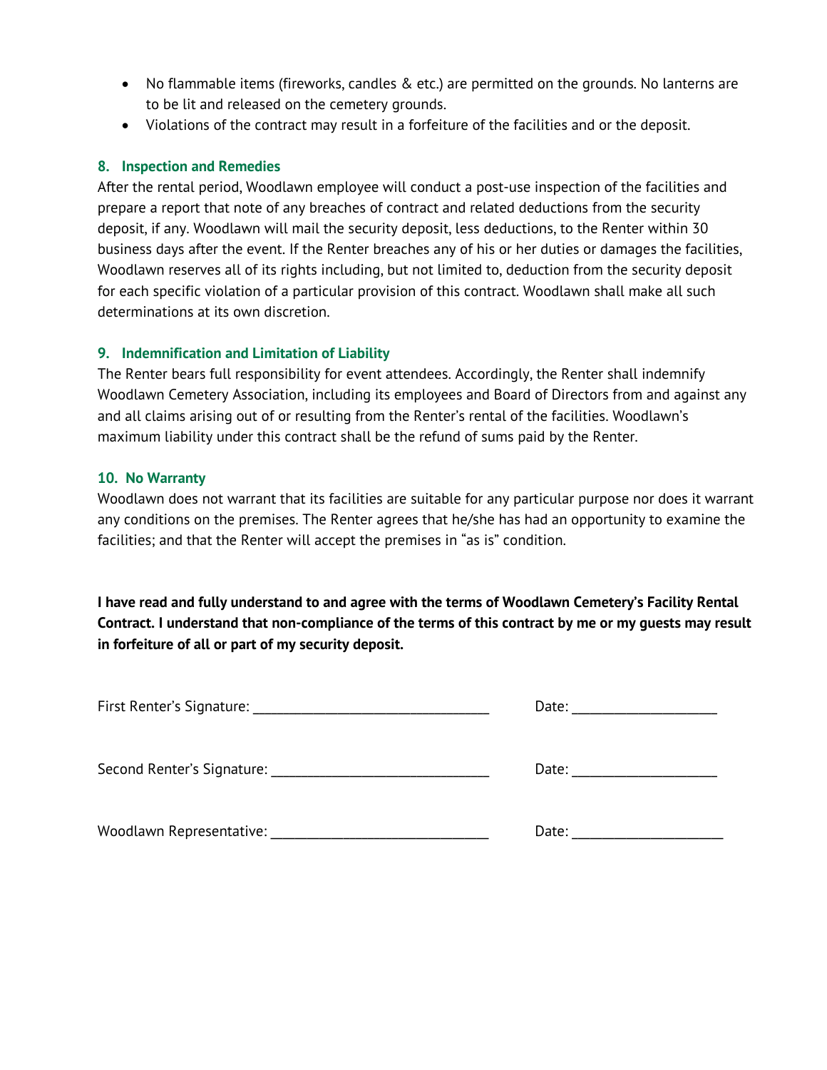- No flammable items (fireworks, candles & etc.) are permitted on the grounds. No lanterns are to be lit and released on the cemetery grounds.
- Violations of the contract may result in a forfeiture of the facilities and or the deposit.

### 8. Inspection and Remedies

After the rental period, Woodlawn employee will conduct a post-use inspection of the facilities and prepare a report that note of any breaches of contract and related deductions from the security deposit, if any. Woodlawn will mail the security deposit, less deductions, to the Renter within 30 business days after the event. If the Renter breaches any of his or her duties or damages the facilities, Woodlawn reserves all of its rights including, but not limited to, deduction from the security deposit for each specific violation of a particular provision of this contract. Woodlawn shall make all such determinations at its own discretion.

### 9. Indemnification and Limitation of Liability

The Renter bears full responsibility for event attendees. Accordingly, the Renter shall indemnify Woodlawn Cemetery Association, including its employees and Board of Directors from and against any and all claims arising out of or resulting from the Renter's rental of the facilities. Woodlawn's maximum liability under this contract shall be the refund of sums paid by the Renter.

### 10. No Warranty

Woodlawn does not warrant that its facilities are suitable for any particular purpose nor does it warrant any conditions on the premises. The Renter agrees that he/she has had an opportunity to examine the facilities; and that the Renter will accept the premises in "as is" condition.

**I have read and fully understand to and agree with the terms of Woodlawn Cemetery's Facility Rental Contract. I understand that non-compliance of the terms of this contract by me or my guests may result in forfeiture of all or part of my security deposit.**

First Renter's Signature: ________________________________ Date: ____________________

Second Renter's Signature: ______________________________ Date: ____________________

Woodlawn Representative: ______________________________ Date: _____________________